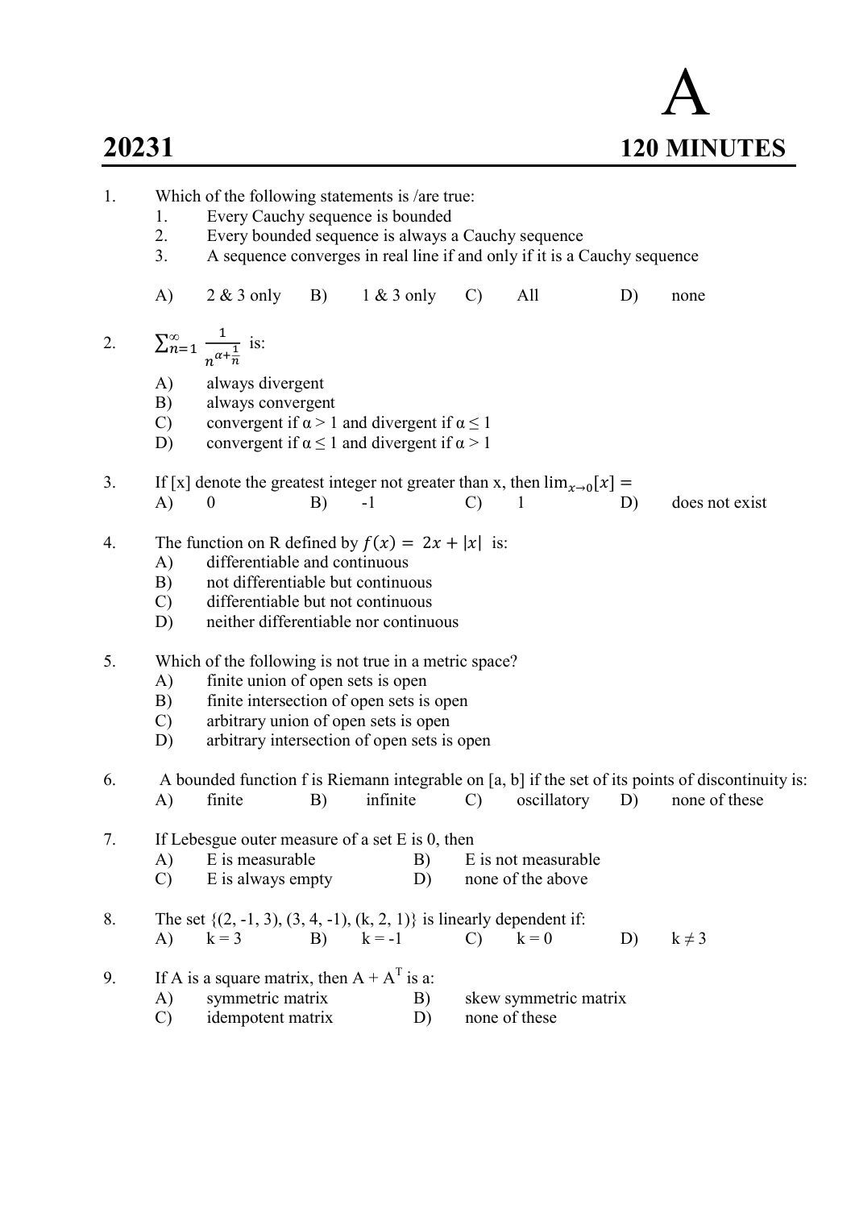# A

# 20231 — 120 MINUTES

1. Which of the following statements is /are true:
   1. Every Cauchy sequence is bounded
   2. Every bounded sequence is always a Cauchy sequence
   3. A sequence converges in real line if and only if it is a Cauchy sequence

   A) 2 & 3 only B) 1 & 3 only C) All D) none

2. $\sum_{n=1}^{\infty} \frac{1}{n^{\alpha+\frac{1}{n}}}$ is:
   - A) always divergent
   - B) always convergent
   - C) convergent if $\alpha > 1$ and divergent if $\alpha \leq 1$
   - D) convergent if $\alpha \leq 1$ and divergent if $\alpha > 1$

3. If $[x]$ denote the greatest integer not greater than x, then $\lim_{x \to 0} [x] =$

   A) 0 B) -1 C) 1 D) does not exist

4. The function on R defined by $f(x) = 2x + |x|$ is:
   - A) differentiable and continuous
   - B) not differentiable but continuous
   - C) differentiable but not continuous
   - D) neither differentiable nor continuous

5. Which of the following is not true in a metric space?
   - A) finite union of open sets is open
   - B) finite intersection of open sets is open
   - C) arbitrary union of open sets is open
   - D) arbitrary intersection of open sets is open

6. A bounded function f is Riemann integrable on [a, b] if the set of its points of discontinuity is:

   A) finite B) infinite C) oscillatory D) none of these

7. If Lebesgue outer measure of a set E is 0, then
   - A) E is measurable
   - B) E is not measurable
   - C) E is always empty
   - D) none of the above

8. The set {(2, -1, 3), (3, 4, -1), (k, 2, 1)} is linearly dependent if:

   A) k = 3 B) k = -1 C) k = 0 D) $k \neq 3$

9. If A is a square matrix, then $A + A^T$ is a:
   - A) symmetric matrix
   - B) skew symmetric matrix
   - C) idempotent matrix
   - D) none of these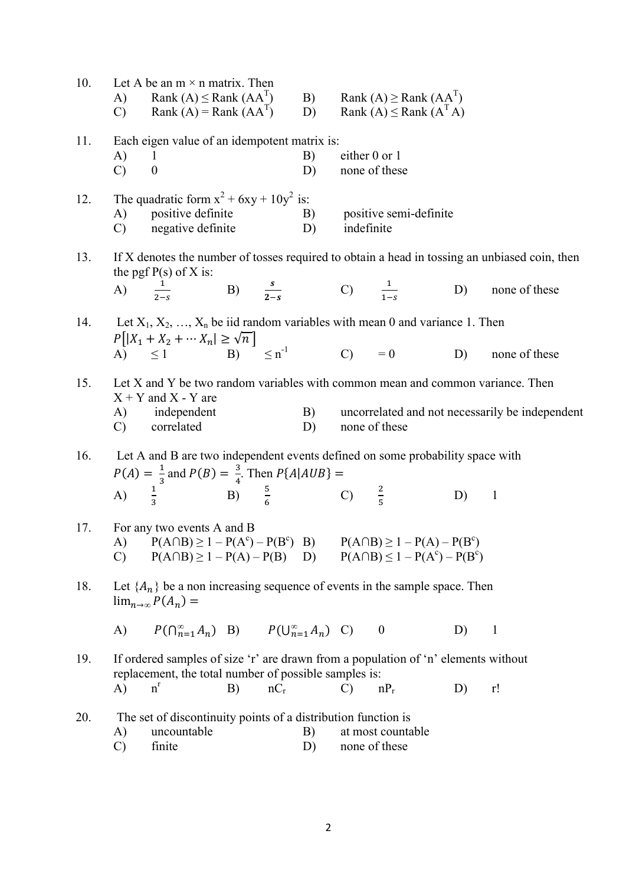10. Let A be an m × n matrix. Then

    A) Rank (A) ≤ Rank ($AA^T$) B) Rank (A) ≥ Rank ($AA^T$)

    C) Rank (A) = Rank ($AA^T$) D) Rank (A) ≤ Rank ($A^T A$)

11. Each eigen value of an idempotent matrix is:

    A) 1 B) either 0 or 1

    C) 0 D) none of these

12. The quadratic form $x^2 + 6xy + 10y^2$ is:

    A) positive definite B) positive semi-definite

    C) negative definite D) indefinite

13. If X denotes the number of tosses required to obtain a head in tossing an unbiased coin, then the pgf P(s) of X is:

    A) $\frac{1}{2-s}$ B) $\frac{s}{2-s}$ C) $\frac{1}{1-s}$ D) none of these

14. Let $X_1, X_2, \ldots, X_n$ be iid random variables with mean 0 and variance 1. Then $P\left[|X_1 + X_2 + \cdots X_n| \geq \sqrt{n}\right]$

    A) ≤ 1 B) ≤ $n^{-1}$ C) = 0 D) none of these

15. Let X and Y be two random variables with common mean and common variance. Then X + Y and X - Y are

    A) independent B) uncorrelated and not necessarily be independent

    C) correlated D) none of these

16. Let A and B are two independent events defined on some probability space with $P(A) = \frac{1}{3}$ and $P(B) = \frac{3}{4}$. Then $P\{A|AUB\} =$

    A) $\frac{1}{3}$ B) $\frac{5}{6}$ C) $\frac{2}{5}$ D) 1

17. For any two events A and B

    A) $P(A \cap B) \geq 1 - P(A^c) - P(B^c)$ B) $P(A \cap B) \geq 1 - P(A) - P(B^c)$

    C) $P(A \cap B) \geq 1 - P(A) - P(B)$ D) $P(A \cap B) \leq 1 - P(A^c) - P(B^c)$

18. Let $\{A_n\}$ be a non increasing sequence of events in the sample space. Then $\lim_{n\to\infty} P(A_n) =$

    A) $P(\bigcap_{n=1}^{\infty} A_n)$ B) $P(\bigcup_{n=1}^{\infty} A_n)$ C) 0 D) 1

19. If ordered samples of size 'r' are drawn from a population of 'n' elements without replacement, the total number of possible samples is:

    A) $n^r$ B) $nC_r$ C) $nP_r$ D) r!

20. The set of discontinuity points of a distribution function is

    A) uncountable B) at most countable

    C) finite D) none of these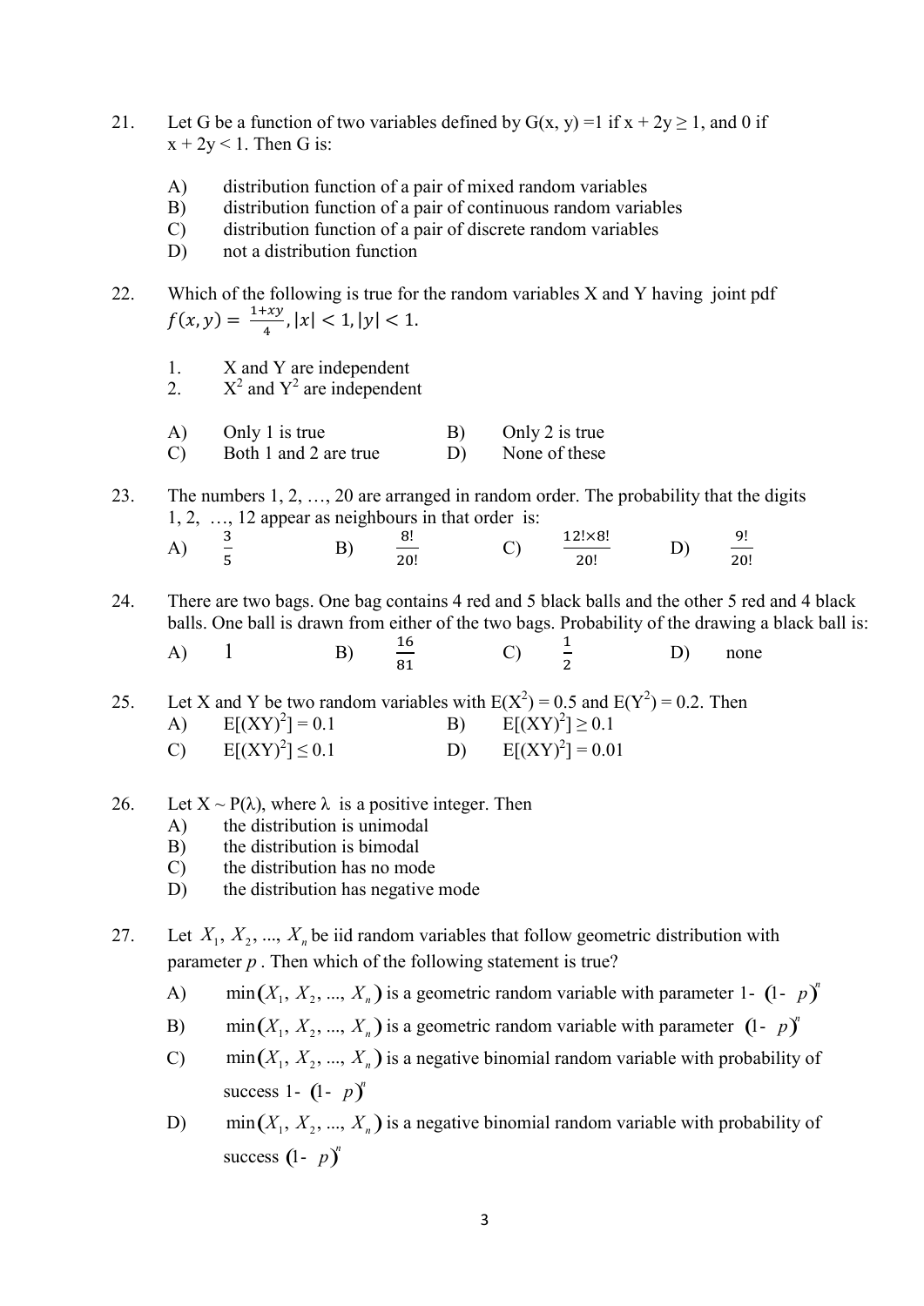21. Let G be a function of two variables defined by G(x, y) =1 if x + 2y ≥ 1, and 0 if x + 2y < 1. Then G is:

    A) distribution function of a pair of mixed random variables
    B) distribution function of a pair of continuous random variables
    C) distribution function of a pair of discrete random variables
    D) not a distribution function

22. Which of the following is true for the random variables X and Y having joint pdf $f(x,y) = \frac{1+xy}{4}, |x| < 1, |y| < 1.$

    1. X and Y are independent
    2. $X^2$ and $Y^2$ are independent

    A) Only 1 is true &nbsp;&nbsp;&nbsp;&nbsp; B) Only 2 is true
    C) Both 1 and 2 are true &nbsp;&nbsp;&nbsp;&nbsp; D) None of these

23. The numbers 1, 2, …, 20 are arranged in random order. The probability that the digits 1, 2, …, 12 appear as neighbours in that order is:

    A) $\frac{3}{5}$ &nbsp;&nbsp;&nbsp;&nbsp; B) $\frac{8!}{20!}$ &nbsp;&nbsp;&nbsp;&nbsp; C) $\frac{12! \times 8!}{20!}$ &nbsp;&nbsp;&nbsp;&nbsp; D) $\frac{9!}{20!}$

24. There are two bags. One bag contains 4 red and 5 black balls and the other 5 red and 4 black balls. One ball is drawn from either of the two bags. Probability of the drawing a black ball is:

    A) 1 &nbsp;&nbsp;&nbsp;&nbsp; B) $\frac{16}{81}$ &nbsp;&nbsp;&nbsp;&nbsp; C) $\frac{1}{2}$ &nbsp;&nbsp;&nbsp;&nbsp; D) none

25. Let X and Y be two random variables with $E(X^2) = 0.5$ and $E(Y^2) = 0.2$. Then

    A) $E[(XY)^2] = 0.1$ &nbsp;&nbsp;&nbsp;&nbsp; B) $E[(XY)^2] \geq 0.1$
    C) $E[(XY)^2] \leq 0.1$ &nbsp;&nbsp;&nbsp;&nbsp; D) $E[(XY)^2] = 0.01$

26. Let $X \sim P(\lambda)$, where $\lambda$ is a positive integer. Then

    A) the distribution is unimodal
    B) the distribution is bimodal
    C) the distribution has no mode
    D) the distribution has negative mode

27. Let $X_1, X_2, ..., X_n$ be iid random variables that follow geometric distribution with parameter $p$. Then which of the following statement is true?

    A) $\min(X_1, X_2, ..., X_n)$ is a geometric random variable with parameter $1-(1-p)^n$
    B) $\min(X_1, X_2, ..., X_n)$ is a geometric random variable with parameter $(1-p)^n$
    C) $\min(X_1, X_2, ..., X_n)$ is a negative binomial random variable with probability of success $1-(1-p)^n$
    D) $\min(X_1, X_2, ..., X_n)$ is a negative binomial random variable with probability of success $(1-p)^n$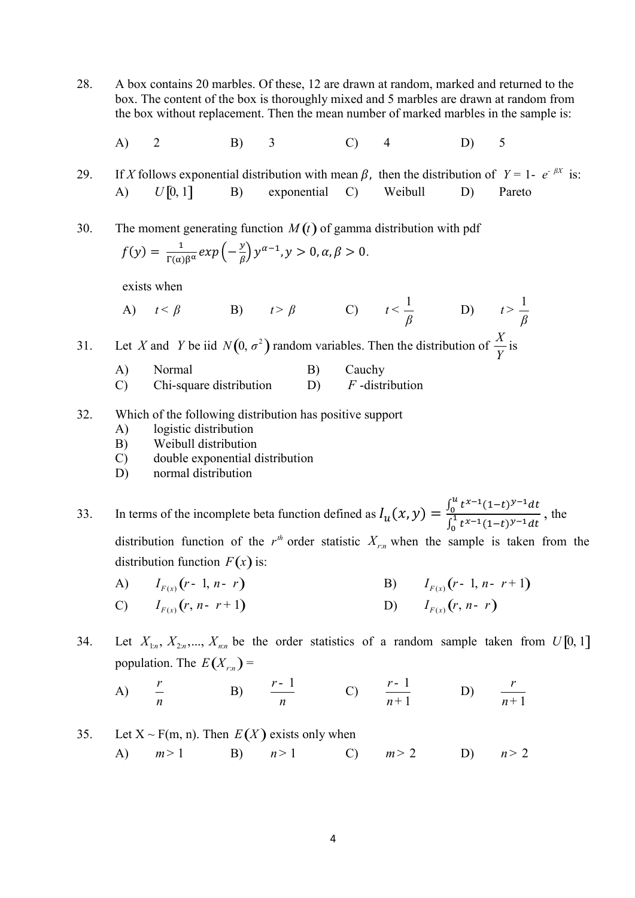28. A box contains 20 marbles. Of these, 12 are drawn at random, marked and returned to the box. The content of the box is thoroughly mixed and 5 marbles are drawn at random from the box without replacement. Then the mean number of marked marbles in the sample is:

 A) 2 B) 3 C) 4 D) 5

29. If $X$ follows exponential distribution with mean $\beta$, then the distribution of $Y = 1 - e^{-\beta X}$ is:

 A) $U[0, 1]$ B) exponential C) Weibull D) Pareto

30. The moment generating function $M(t)$ of gamma distribution with pdf

 $f(y) = \frac{1}{\Gamma(\alpha)\beta^{\alpha}} exp\left(-\frac{y}{\beta}\right) y^{\alpha-1}, y > 0, \alpha, \beta > 0.$

 exists when

 A) $t < \beta$ B) $t > \beta$ C) $t < \frac{1}{\beta}$ D) $t > \frac{1}{\beta}$

31. Let $X$ and $Y$ be iid $N(0, \sigma^2)$ random variables. Then the distribution of $\frac{X}{Y}$ is

 A) Normal B) Cauchy
 C) Chi-square distribution D) $F$-distribution

32. Which of the following distribution has positive support

 A) logistic distribution
 B) Weibull distribution
 C) double exponential distribution
 D) normal distribution

33. In terms of the incomplete beta function defined as $I_u(x, y) = \frac{\int_0^u t^{x-1}(1-t)^{y-1}dt}{\int_0^1 t^{x-1}(1-t)^{y-1}dt}$, the distribution function of the $r^{th}$ order statistic $X_{r:n}$ when the sample is taken from the distribution function $F(x)$ is:

 A) $I_{F(x)}(r - 1, n - r)$ B) $I_{F(x)}(r - 1, n - r + 1)$
 C) $I_{F(x)}(r, n - r + 1)$ D) $I_{F(x)}(r, n - r)$

34. Let $X_{1:n}, X_{2:n}, ..., X_{n:n}$ be the order statistics of a random sample taken from $U[0, 1]$ population. The $E(X_{r:n}) =$

 A) $\frac{r}{n}$ B) $\frac{r-1}{n}$ C) $\frac{r-1}{n+1}$ D) $\frac{r}{n+1}$

35. Let X ~ F(m, n). Then $E(X)$ exists only when

 A) $m > 1$ B) $n > 1$ C) $m > 2$ D) $n > 2$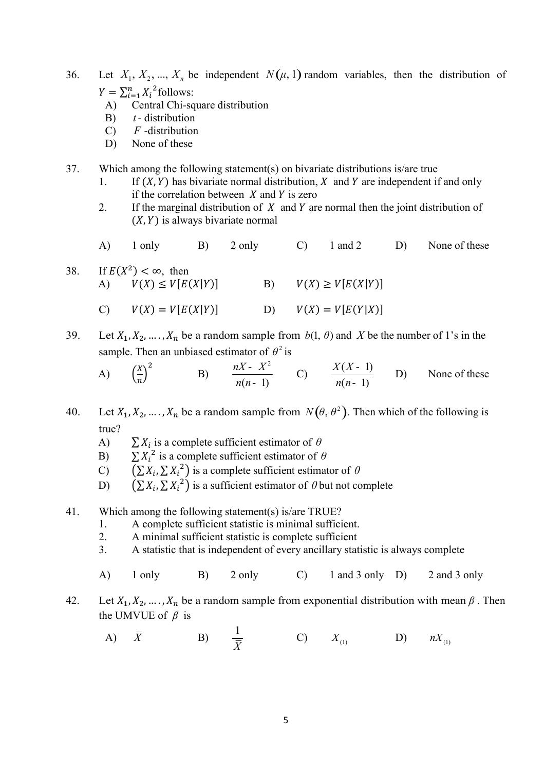36. Let $X_1, X_2, ..., X_n$ be independent $N(\mu, 1)$ random variables, then the distribution of $Y = \sum_{i=1}^{n} X_i^2$ follows:
   A) Central Chi-square distribution
   B) $t$ - distribution
   C) $F$ -distribution
   D) None of these

37. Which among the following statement(s) on bivariate distributions is/are true
   1. If $(X, Y)$ has bivariate normal distribution, $X$ and $Y$ are independent if and only if the correlation between $X$ and $Y$ is zero
   2. If the marginal distribution of $X$ and $Y$ are normal then the joint distribution of $(X, Y)$ is always bivariate normal

   A) 1 only  B) 2 only  C) 1 and 2  D) None of these

38. If $E(X^2) < \infty$, then
   A) $V(X) \leq V[E(X|Y)]$  B) $V(X) \geq V[E(X|Y)]$
   C) $V(X) = V[E(X|Y)]$  D) $V(X) = V[E(Y|X)]$

39. Let $X_1, X_2, \ldots, X_n$ be a random sample from $b(1, \theta)$ and $X$ be the number of 1's in the sample. Then an unbiased estimator of $\theta^2$ is
   A) $\left(\frac{X}{n}\right)^2$  B) $\frac{nX - X^2}{n(n-1)}$  C) $\frac{X(X-1)}{n(n-1)}$  D) None of these

40. Let $X_1, X_2, \ldots, X_n$ be a random sample from $N(\theta, \theta^2)$. Then which of the following is true?
   A) $\sum X_i$ is a complete sufficient estimator of $\theta$
   B) $\sum X_i^2$ is a complete sufficient estimator of $\theta$
   C) $\left(\sum X_i, \sum X_i^2\right)$ is a complete sufficient estimator of $\theta$
   D) $\left(\sum X_i, \sum X_i^2\right)$ is a sufficient estimator of $\theta$ but not complete

41. Which among the following statement(s) is/are TRUE?
   1. A complete sufficient statistic is minimal sufficient.
   2. A minimal sufficient statistic is complete sufficient
   3. A statistic that is independent of every ancillary statistic is always complete

   A) 1 only  B) 2 only  C) 1 and 3 only  D) 2 and 3 only

42. Let $X_1, X_2, \ldots, X_n$ be a random sample from exponential distribution with mean $\beta$. Then the UMVUE of $\beta$ is
   A) $\bar{X}$  B) $\frac{1}{\bar{X}}$  C) $X_{(1)}$  D) $nX_{(1)}$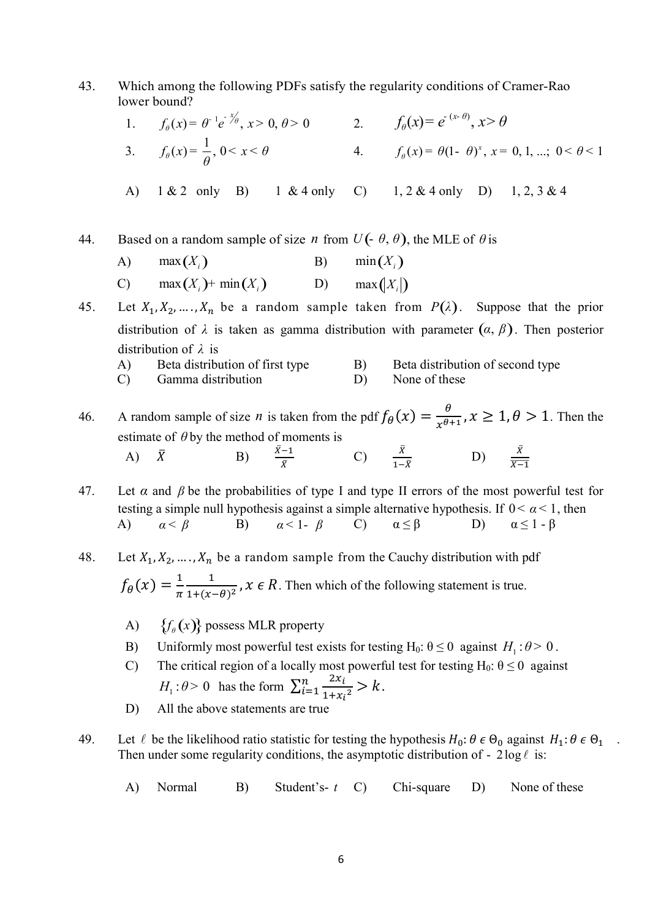43. Which among the following PDFs satisfy the regularity conditions of Cramer-Rao lower bound?

   1. $f_\theta(x) = \theta^{-1}e^{-x/\theta}$, $x > 0, \theta > 0$
   2. $f_\theta(x) = e^{-(x-\theta)}$, $x > \theta$
   3. $f_\theta(x) = \dfrac{1}{\theta}$, $0 < x < \theta$
   4. $f_\theta(x) = \theta(1-\theta)^x$, $x = 0, 1, ...;\ 0 < \theta < 1$

   A) 1 & 2 only B) 1 & 4 only C) 1, 2 & 4 only D) 1, 2, 3 & 4

44. Based on a random sample of size $n$ from $U(-\theta, \theta)$, the MLE of $\theta$ is

   A) $\max(X_i)$
   B) $\min(X_i)$
   C) $\max(X_i) + \min(X_i)$
   D) $\max(|X_i|)$

45. Let $X_1, X_2, \dots, X_n$ be a random sample taken from $P(\lambda)$. Suppose that the prior distribution of $\lambda$ is taken as gamma distribution with parameter $(\alpha, \beta)$. Then posterior distribution of $\lambda$ is

   A) Beta distribution of first type
   B) Beta distribution of second type
   C) Gamma distribution
   D) None of these

46. A random sample of size $n$ is taken from the pdf $f_\theta(x) = \frac{\theta}{x^{\theta+1}}, x \geq 1, \theta > 1$. Then the estimate of $\theta$ by the method of moments is

   A) $\bar{X}$
   B) $\frac{\bar{X}-1}{\bar{X}}$
   C) $\frac{\bar{X}}{1-\bar{X}}$
   D) $\frac{\bar{X}}{\bar{X}-1}$

47. Let $\alpha$ and $\beta$ be the probabilities of type I and type II errors of the most powerful test for testing a simple null hypothesis against a simple alternative hypothesis. If $0 < \alpha < 1$, then

   A) $\alpha < \beta$
   B) $\alpha < 1 - \beta$
   C) $\alpha \leq \beta$
   D) $\alpha \leq 1 - \beta$

48. Let $X_1, X_2, \dots, X_n$ be a random sample from the Cauchy distribution with pdf $f_\theta(x) = \frac{1}{\pi}\frac{1}{1+(x-\theta)^2}, x \in R$. Then which of the following statement is true.

   A) $\{f_\theta(x)\}$ possess MLR property
   B) Uniformly most powerful test exists for testing $H_0: \theta \leq 0$ against $H_1: \theta > 0$.
   C) The critical region of a locally most powerful test for testing $H_0: \theta \leq 0$ against $H_1: \theta > 0$ has the form $\sum_{i=1}^{n} \frac{2x_i}{1+x_i^2} > k$.
   D) All the above statements are true

49. Let $\ell$ be the likelihood ratio statistic for testing the hypothesis $H_0: \theta \in \Theta_0$ against $H_1: \theta \in \Theta_1$. Then under some regularity conditions, the asymptotic distribution of $-2\log\ell$ is:

   A) Normal B) Student's- $t$ C) Chi-square D) None of these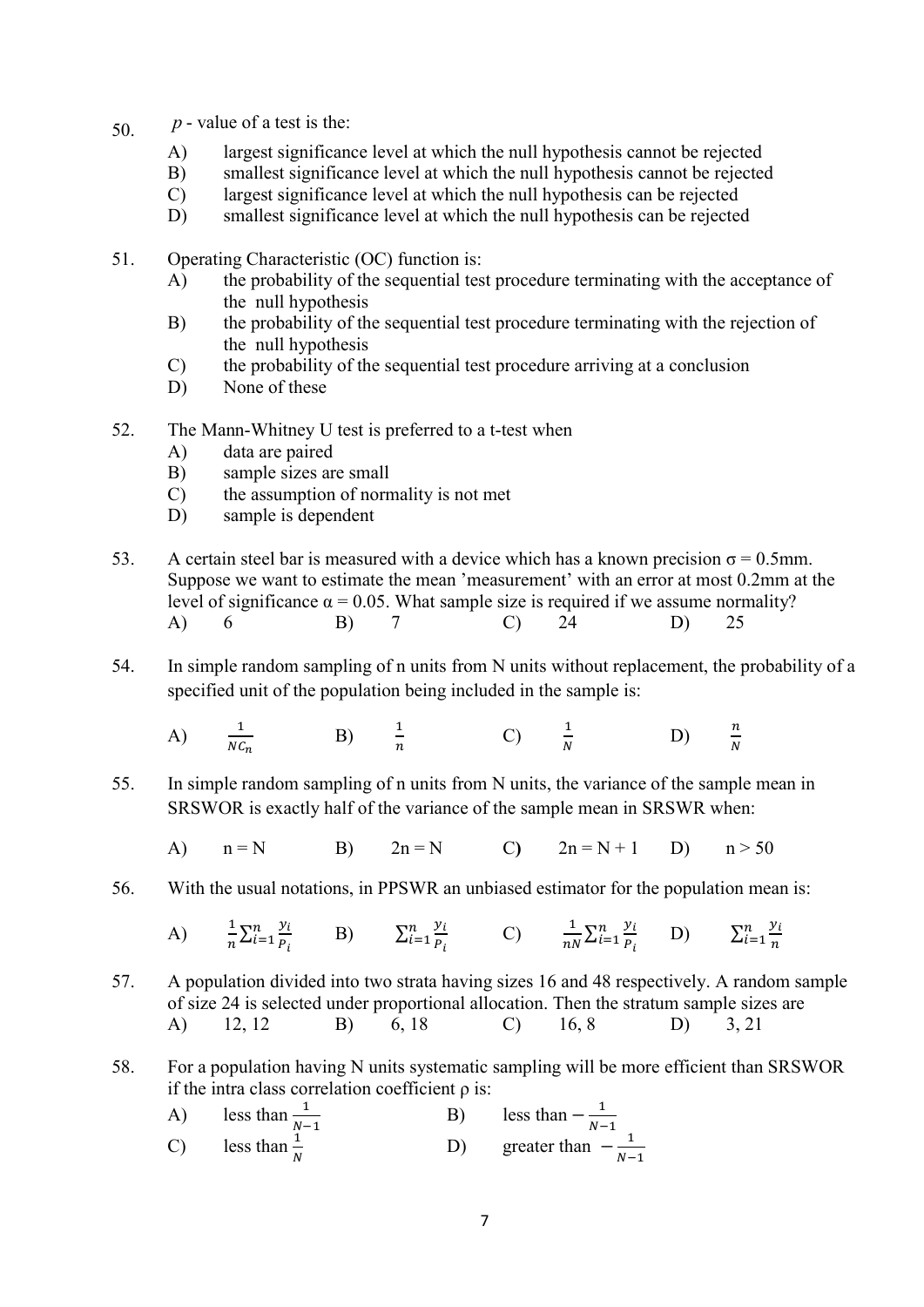50. $p$ - value of a test is the:
   - A) largest significance level at which the null hypothesis cannot be rejected
   - B) smallest significance level at which the null hypothesis cannot be rejected
   - C) largest significance level at which the null hypothesis can be rejected
   - D) smallest significance level at which the null hypothesis can be rejected

51. Operating Characteristic (OC) function is:
   - A) the probability of the sequential test procedure terminating with the acceptance of the null hypothesis
   - B) the probability of the sequential test procedure terminating with the rejection of the null hypothesis
   - C) the probability of the sequential test procedure arriving at a conclusion
   - D) None of these

52. The Mann-Whitney U test is preferred to a t-test when
   - A) data are paired
   - B) sample sizes are small
   - C) the assumption of normality is not met
   - D) sample is dependent

53. A certain steel bar is measured with a device which has a known precision $\sigma = 0.5$mm. Suppose we want to estimate the mean 'measurement' with an error at most 0.2mm at the level of significance $\alpha = 0.05$. What sample size is required if we assume normality?

   A) 6 B) 7 C) 24 D) 25

54. In simple random sampling of n units from N units without replacement, the probability of a specified unit of the population being included in the sample is:

   A) $\frac{1}{NC_n}$ B) $\frac{1}{n}$ C) $\frac{1}{N}$ D) $\frac{n}{N}$

55. In simple random sampling of n units from N units, the variance of the sample mean in SRSWOR is exactly half of the variance of the sample mean in SRSWR when:

   A) $n = N$ B) $2n = N$ C) $2n = N + 1$ D) $n > 50$

56. With the usual notations, in PPSWR an unbiased estimator for the population mean is:

   A) $\frac{1}{n}\sum_{i=1}^{n}\frac{y_i}{P_i}$ B) $\sum_{i=1}^{n}\frac{y_i}{P_i}$ C) $\frac{1}{nN}\sum_{i=1}^{n}\frac{y_i}{P_i}$ D) $\sum_{i=1}^{n}\frac{y_i}{n}$

57. A population divided into two strata having sizes 16 and 48 respectively. A random sample of size 24 is selected under proportional allocation. Then the stratum sample sizes are

   A) 12, 12 B) 6, 18 C) 16, 8 D) 3, 21

58. For a population having N units systematic sampling will be more efficient than SRSWOR if the intra class correlation coefficient $\rho$ is:
   - A) less than $\frac{1}{N-1}$
   - B) less than $-\frac{1}{N-1}$
   - C) less than $\frac{1}{N}$
   - D) greater than $-\frac{1}{N-1}$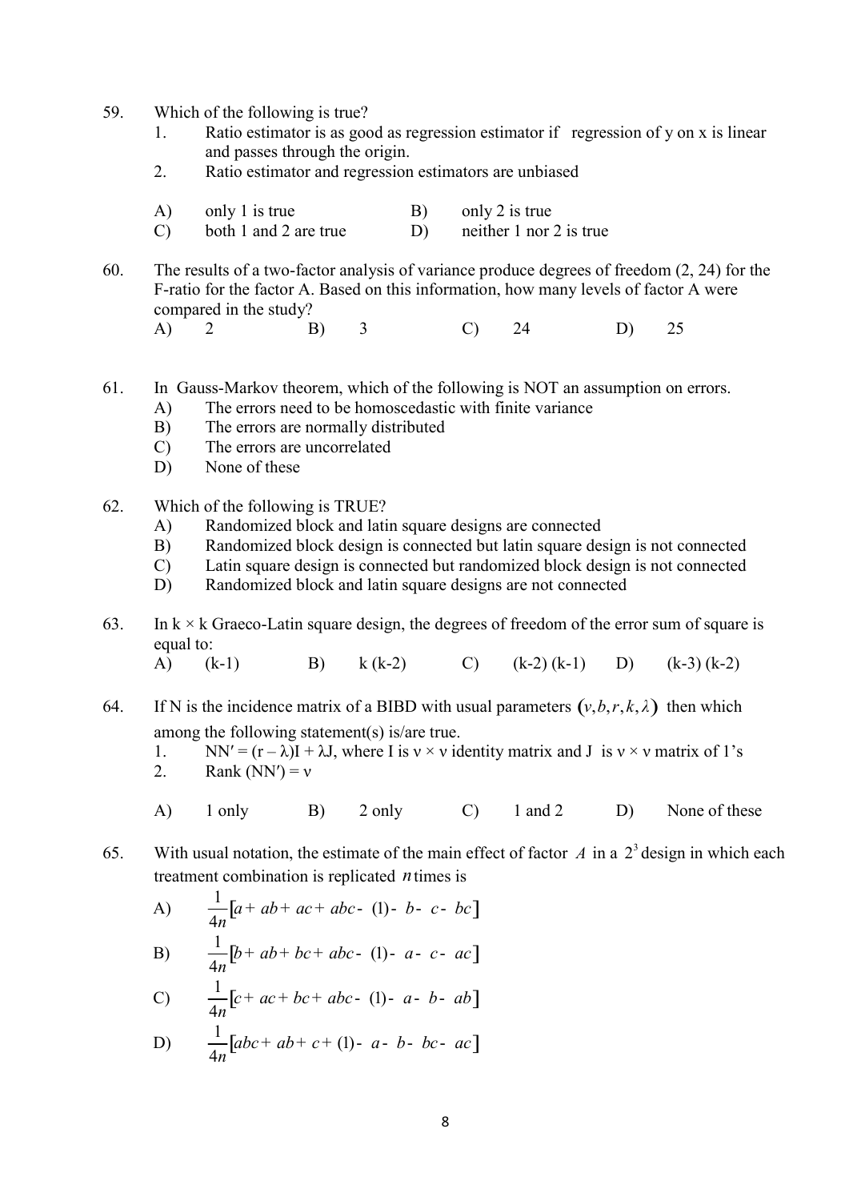59. Which of the following is true?

    1. Ratio estimator is as good as regression estimator if regression of y on x is linear and passes through the origin.
    2. Ratio estimator and regression estimators are unbiased

    A) only 1 is true    B) only 2 is true
    C) both 1 and 2 are true    D) neither 1 nor 2 is true

60. The results of a two-factor analysis of variance produce degrees of freedom (2, 24) for the F-ratio for the factor A. Based on this information, how many levels of factor A were compared in the study?

    A) 2    B) 3    C) 24    D) 25

61. In Gauss-Markov theorem, which of the following is NOT an assumption on errors.

    A) The errors need to be homoscedastic with finite variance
    B) The errors are normally distributed
    C) The errors are uncorrelated
    D) None of these

62. Which of the following is TRUE?

    A) Randomized block and latin square designs are connected
    B) Randomized block design is connected but latin square design is not connected
    C) Latin square design is connected but randomized block design is not connected
    D) Randomized block and latin square designs are not connected

63. In $k \times k$ Graeco-Latin square design, the degrees of freedom of the error sum of square is equal to:

    A) $(k-1)$    B) $k(k-2)$    C) $(k-2)(k-1)$    D) $(k-3)(k-2)$

64. If N is the incidence matrix of a BIBD with usual parameters $(v, b, r, k, \lambda)$ then which among the following statement(s) is/are true.

    1. $NN' = (r - \lambda)I + \lambda J$, where I is $v \times v$ identity matrix and J is $v \times v$ matrix of 1's
    2. Rank $(NN') = v$

    A) 1 only    B) 2 only    C) 1 and 2    D) None of these

65. With usual notation, the estimate of the main effect of factor $A$ in a $2^3$ design in which each treatment combination is replicated $n$ times is

    A) $\frac{1}{4n}[a + ab + ac + abc - (1) - b - c - bc]$

    B) $\frac{1}{4n}[b + ab + bc + abc - (1) - a - c - ac]$

    C) $\frac{1}{4n}[c + ac + bc + abc - (1) - a - b - ab]$

    D) $\frac{1}{4n}[abc + ab + c + (1) - a - b - bc - ac]$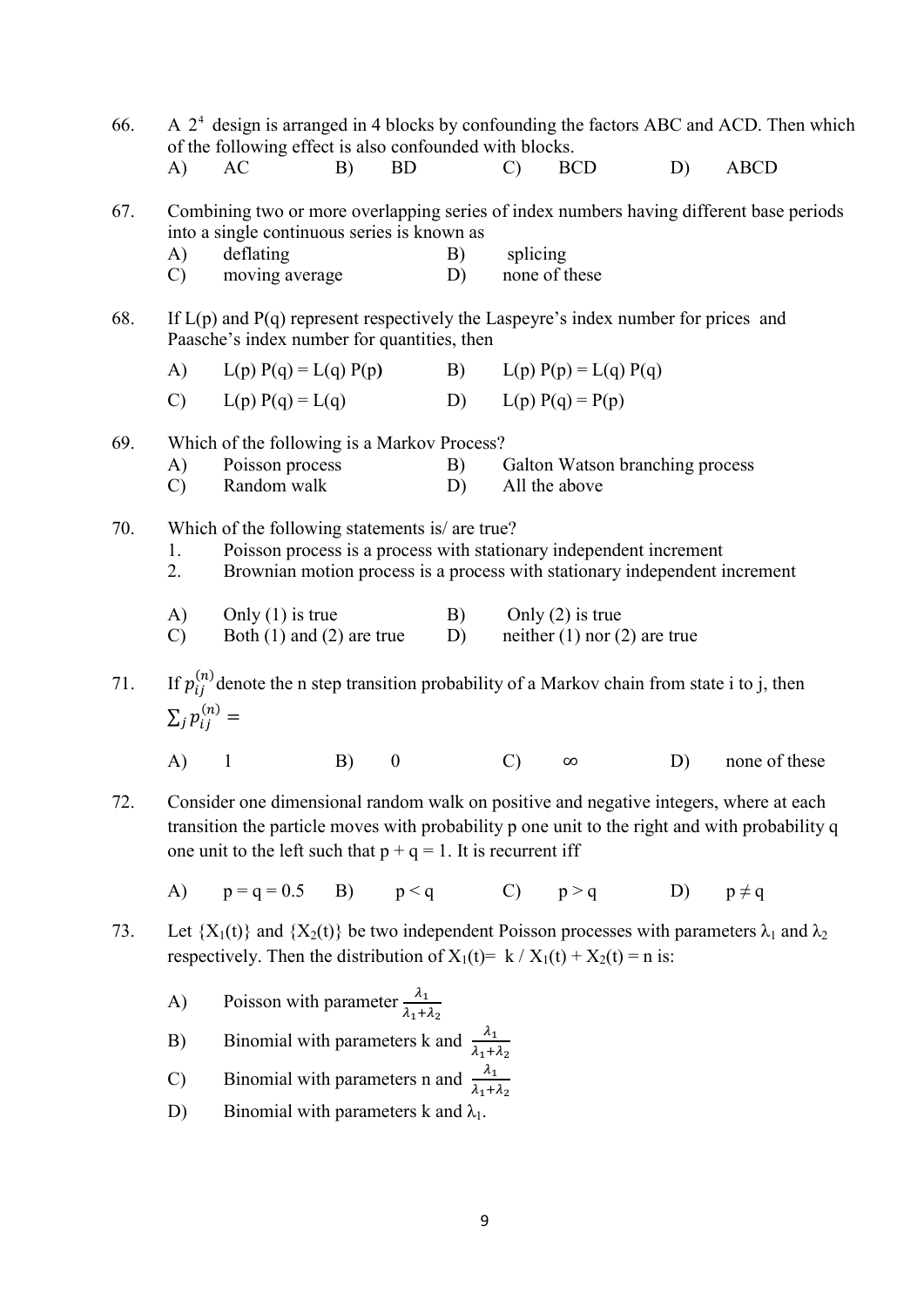66. A $2^4$ design is arranged in 4 blocks by confounding the factors ABC and ACD. Then which of the following effect is also confounded with blocks.

    A) AC B) BD C) BCD D) ABCD

67. Combining two or more overlapping series of index numbers having different base periods into a single continuous series is known as

    A) deflating B) splicing

    C) moving average D) none of these

68. If L(p) and P(q) represent respectively the Laspeyre's index number for prices and Paasche's index number for quantities, then

    A) L(p) P(q) = L(q) P(p) B) L(p) P(p) = L(q) P(q)

    C) L(p) P(q) = L(q) D) L(p) P(q) = P(p)

69. Which of the following is a Markov Process?

    A) Poisson process B) Galton Watson branching process

    C) Random walk D) All the above

70. Which of the following statements is/ are true?

    1. Poisson process is a process with stationary independent increment
    2. Brownian motion process is a process with stationary independent increment

    A) Only (1) is true B) Only (2) is true

    C) Both (1) and (2) are true D) neither (1) nor (2) are true

71. If $p_{ij}^{(n)}$ denote the n step transition probability of a Markov chain from state i to j, then $\sum_j p_{ij}^{(n)} =$

    A) 1 B) 0 C) $\infty$ D) none of these

72. Consider one dimensional random walk on positive and negative integers, where at each transition the particle moves with probability p one unit to the right and with probability q one unit to the left such that $p + q = 1$. It is recurrent iff

    A) $p = q = 0.5$ B) $p < q$ C) $p > q$ D) $p \neq q$

73. Let $\{X_1(t)\}$ and $\{X_2(t)\}$ be two independent Poisson processes with parameters $\lambda_1$ and $\lambda_2$ respectively. Then the distribution of $X_1(t)= k / X_1(t) + X_2(t) = n$ is:

    A) Poisson with parameter $\frac{\lambda_1}{\lambda_1+\lambda_2}$

    B) Binomial with parameters k and $\frac{\lambda_1}{\lambda_1+\lambda_2}$

    C) Binomial with parameters n and $\frac{\lambda_1}{\lambda_1+\lambda_2}$

    D) Binomial with parameters k and $\lambda_1$.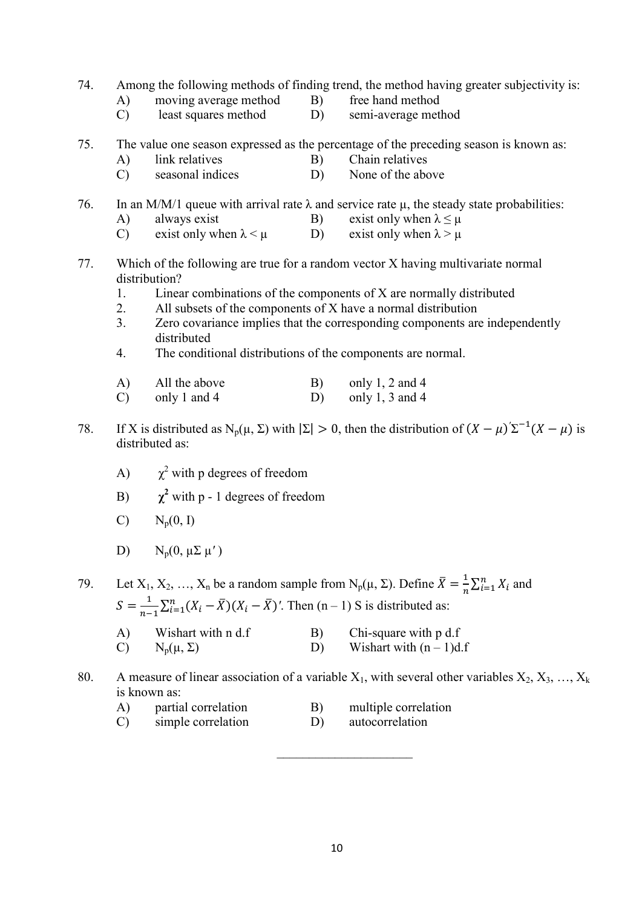74. Among the following methods of finding trend, the method having greater subjectivity is:
    - A) moving average method
    - B) free hand method
    - C) least squares method
    - D) semi-average method

75. The value one season expressed as the percentage of the preceding season is known as:
    - A) link relatives
    - B) Chain relatives
    - C) seasonal indices
    - D) None of the above

76. In an M/M/1 queue with arrival rate $\lambda$ and service rate $\mu$, the steady state probabilities:
    - A) always exist
    - B) exist only when $\lambda \leq \mu$
    - C) exist only when $\lambda < \mu$
    - D) exist only when $\lambda > \mu$

77. Which of the following are true for a random vector X having multivariate normal distribution?
    1. Linear combinations of the components of X are normally distributed
    2. All subsets of the components of X have a normal distribution
    3. Zero covariance implies that the corresponding components are independently distributed
    4. The conditional distributions of the components are normal.

    - A) All the above
    - B) only 1, 2 and 4
    - C) only 1 and 4
    - D) only 1, 3 and 4

78. If X is distributed as $N_p(\mu, \Sigma)$ with $|\Sigma| > 0$, then the distribution of $(X-\mu)'\Sigma^{-1}(X-\mu)$ is distributed as:
    - A) $\chi^2$ with p degrees of freedom
    - B) $\chi^2$ with p - 1 degrees of freedom
    - C) $N_p(0, I)$
    - D) $N_p(0, \mu\Sigma\mu')$

79. Let $X_1, X_2, \ldots, X_n$ be a random sample from $N_p(\mu, \Sigma)$. Define $\bar{X} = \frac{1}{n}\sum_{i=1}^{n} X_i$ and $S = \frac{1}{n-1}\sum_{i=1}^{n}(X_i - \bar{X})(X_i - \bar{X})'$. Then $(n-1)$ S is distributed as:
    - A) Wishart with n d.f
    - B) Chi-square with p d.f
    - C) $N_p(\mu, \Sigma)$
    - D) Wishart with $(n-1)$d.f

80. A measure of linear association of a variable $X_1$, with several other variables $X_2, X_3, \ldots, X_k$ is known as:
    - A) partial correlation
    - B) multiple correlation
    - C) simple correlation
    - D) autocorrelation

---